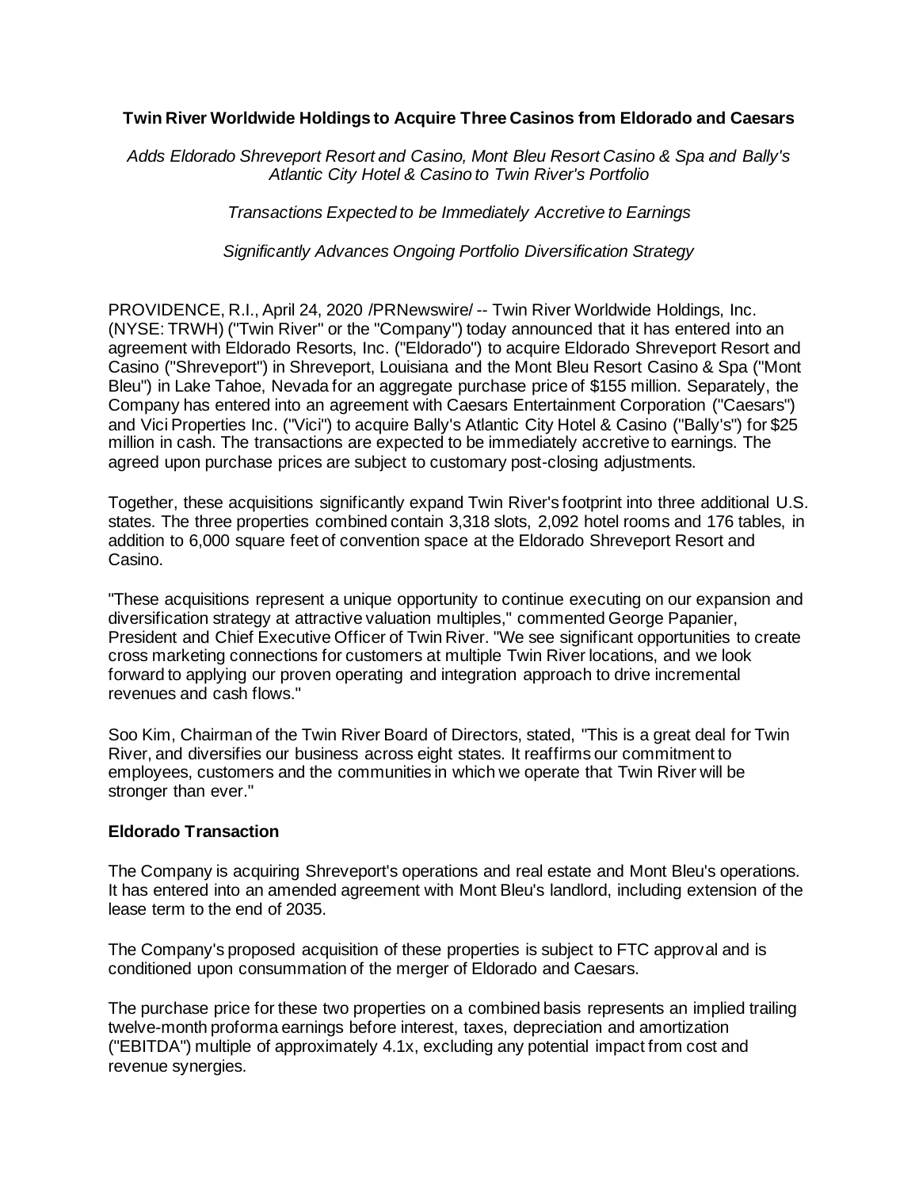# Twin River Worldwide Holdings to Acquire Three Casinos from Eldorado and Caesars

*Adds Eldorado Shreveport Resort and Casino, Mont Bleu Resort Casino & Spa and Bally's Atlantic City Hotel & Casino to Twin River's Portfolio*

*Transactions Expected to be Immediately Accretive to Earnings*

*Significantly Advances Ongoing Portfolio Diversification Strategy*

PROVIDENCE, R.I., April 24, 2020 /PRNewswire/ -- Twin River Worldwide Holdings, Inc. (NYSE: TRWH) ("Twin River" or the "Company") today announced that it has entered into an agreement with Eldorado Resorts, Inc. ("Eldorado") to acquire Eldorado Shreveport Resort and Casino ("Shreveport") in Shreveport, Louisiana and the Mont Bleu Resort Casino & Spa ("Mont Bleu") in Lake Tahoe, Nevada for an aggregate purchase price of $155 million. Separately, the Company has entered into an agreement with Caesars Entertainment Corporation ("Caesars") and Vici Properties Inc. ("Vici") to acquire Bally's Atlantic City Hotel & Casino ("Bally's") for $25 million in cash. The transactions are expected to be immediately accretive to earnings. The agreed upon purchase prices are subject to customary post-closing adjustments.

Together, these acquisitions significantly expand Twin River's footprint into three additional U.S. states. The three properties combined contain 3,318 slots, 2,092 hotel rooms and 176 tables, in addition to 6,000 square feet of convention space at the Eldorado Shreveport Resort and Casino.

"These acquisitions represent a unique opportunity to continue executing on our expansion and diversification strategy at attractive valuation multiples," commented George Papanier, President and Chief Executive Officer of Twin River. "We see significant opportunities to create cross marketing connections for customers at multiple Twin River locations, and we look forward to applying our proven operating and integration approach to drive incremental revenues and cash flows."

Soo Kim, Chairman of the Twin River Board of Directors, stated, "This is a great deal for Twin River, and diversifies our business across eight states. It reaffirms our commitment to employees, customers and the communities in which we operate that Twin River will be stronger than ever."

## Eldorado Transaction

The Company is acquiring Shreveport's operations and real estate and Mont Bleu's operations. It has entered into an amended agreement with Mont Bleu's landlord, including extension of the lease term to the end of 2035.

The Company's proposed acquisition of these properties is subject to FTC approval and is conditioned upon consummation of the merger of Eldorado and Caesars.

The purchase price for these two properties on a combined basis represents an implied trailing twelve-month proforma earnings before interest, taxes, depreciation and amortization ("EBITDA") multiple of approximately 4.1x, excluding any potential impact from cost and revenue synergies.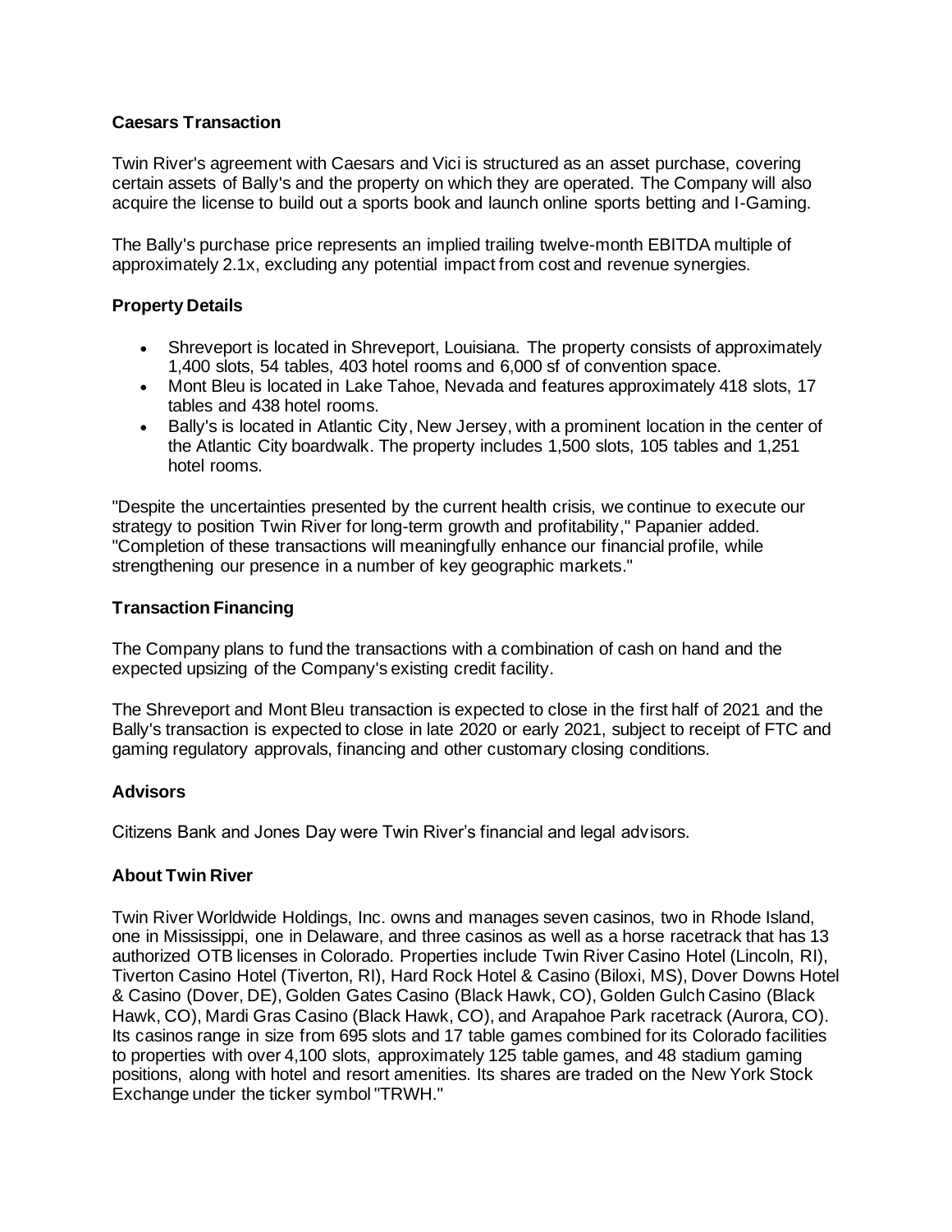### Caesars Transaction

Twin River's agreement with Caesars and Vici is structured as an asset purchase, covering certain assets of Bally's and the property on which they are operated. The Company will also acquire the license to build out a sports book and launch online sports betting and I-Gaming.

The Bally's purchase price represents an implied trailing twelve-month EBITDA multiple of approximately 2.1x, excluding any potential impact from cost and revenue synergies.

### Property Details

- Shreveport is located in Shreveport, Louisiana. The property consists of approximately 1,400 slots, 54 tables, 403 hotel rooms and 6,000 sf of convention space.
- Mont Bleu is located in Lake Tahoe, Nevada and features approximately 418 slots, 17 tables and 438 hotel rooms.
- Bally's is located in Atlantic City, New Jersey, with a prominent location in the center of the Atlantic City boardwalk. The property includes 1,500 slots, 105 tables and 1,251 hotel rooms.

"Despite the uncertainties presented by the current health crisis, we continue to execute our strategy to position Twin River for long-term growth and profitability," Papanier added. "Completion of these transactions will meaningfully enhance our financial profile, while strengthening our presence in a number of key geographic markets."

### Transaction Financing

The Company plans to fund the transactions with a combination of cash on hand and the expected upsizing of the Company's existing credit facility.

The Shreveport and Mont Bleu transaction is expected to close in the first half of 2021 and the Bally's transaction is expected to close in late 2020 or early 2021, subject to receipt of FTC and gaming regulatory approvals, financing and other customary closing conditions.

### Advisors

Citizens Bank and Jones Day were Twin River's financial and legal advisors.

### About Twin River

Twin River Worldwide Holdings, Inc. owns and manages seven casinos, two in Rhode Island, one in Mississippi, one in Delaware, and three casinos as well as a horse racetrack that has 13 authorized OTB licenses in Colorado. Properties include Twin River Casino Hotel (Lincoln, RI), Tiverton Casino Hotel (Tiverton, RI), Hard Rock Hotel & Casino (Biloxi, MS), Dover Downs Hotel & Casino (Dover, DE), Golden Gates Casino (Black Hawk, CO), Golden Gulch Casino (Black Hawk, CO), Mardi Gras Casino (Black Hawk, CO), and Arapahoe Park racetrack (Aurora, CO). Its casinos range in size from 695 slots and 17 table games combined for its Colorado facilities to properties with over 4,100 slots, approximately 125 table games, and 48 stadium gaming positions, along with hotel and resort amenities. Its shares are traded on the New York Stock Exchange under the ticker symbol "TRWH."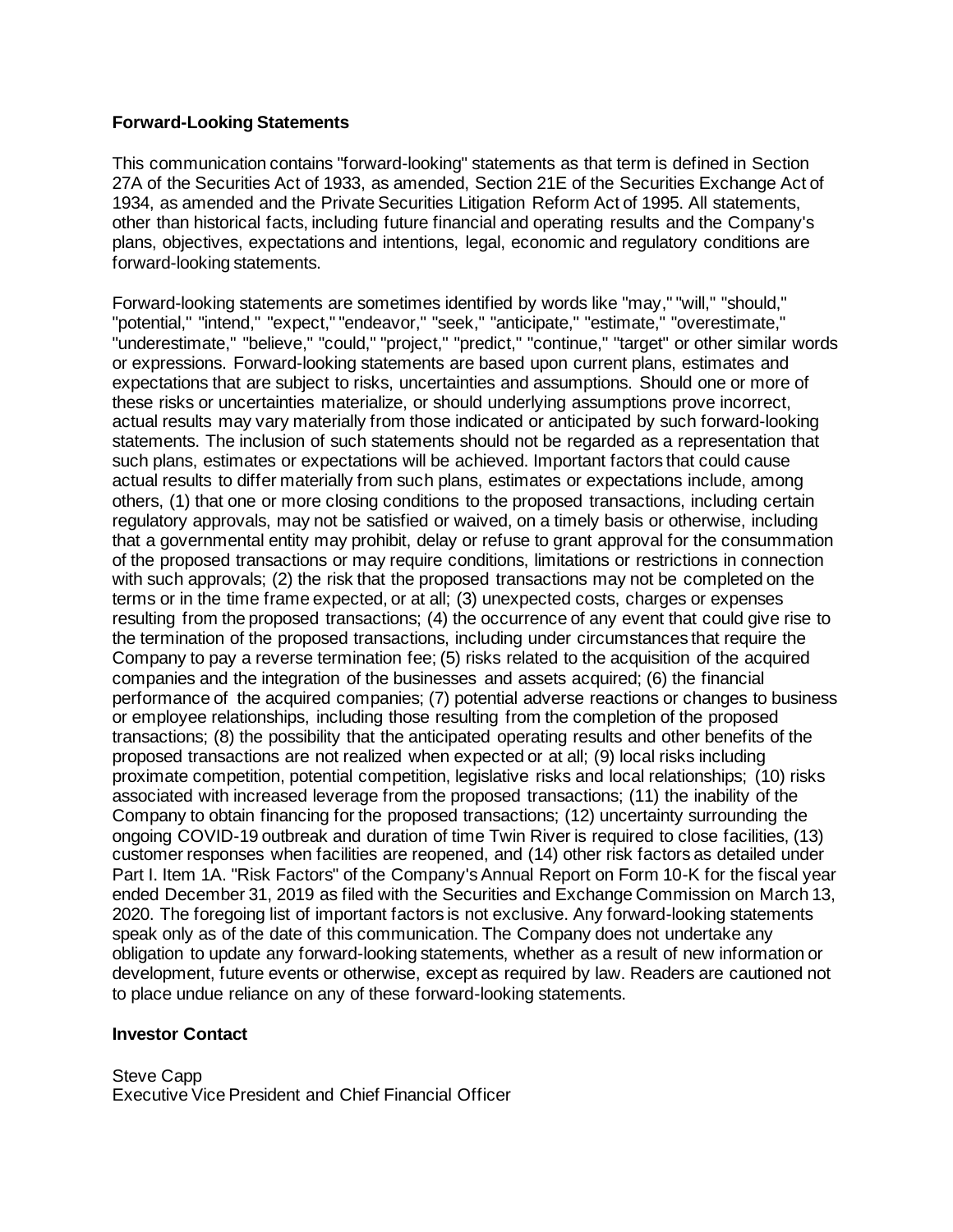**Forward-Looking Statements**

This communication contains "forward-looking" statements as that term is defined in Section 27A of the Securities Act of 1933, as amended, Section 21E of the Securities Exchange Act of 1934, as amended and the Private Securities Litigation Reform Act of 1995. All statements, other than historical facts, including future financial and operating results and the Company's plans, objectives, expectations and intentions, legal, economic and regulatory conditions are forward-looking statements.

Forward-looking statements are sometimes identified by words like "may," "will," "should," "potential," "intend," "expect," "endeavor," "seek," "anticipate," "estimate," "overestimate," "underestimate," "believe," "could," "project," "predict," "continue," "target" or other similar words or expressions. Forward-looking statements are based upon current plans, estimates and expectations that are subject to risks, uncertainties and assumptions. Should one or more of these risks or uncertainties materialize, or should underlying assumptions prove incorrect, actual results may vary materially from those indicated or anticipated by such forward-looking statements. The inclusion of such statements should not be regarded as a representation that such plans, estimates or expectations will be achieved. Important factors that could cause actual results to differ materially from such plans, estimates or expectations include, among others, (1) that one or more closing conditions to the proposed transactions, including certain regulatory approvals, may not be satisfied or waived, on a timely basis or otherwise, including that a governmental entity may prohibit, delay or refuse to grant approval for the consummation of the proposed transactions or may require conditions, limitations or restrictions in connection with such approvals; (2) the risk that the proposed transactions may not be completed on the terms or in the time frame expected, or at all; (3) unexpected costs, charges or expenses resulting from the proposed transactions; (4) the occurrence of any event that could give rise to the termination of the proposed transactions, including under circumstances that require the Company to pay a reverse termination fee; (5) risks related to the acquisition of the acquired companies and the integration of the businesses and assets acquired; (6) the financial performance of the acquired companies; (7) potential adverse reactions or changes to business or employee relationships, including those resulting from the completion of the proposed transactions; (8) the possibility that the anticipated operating results and other benefits of the proposed transactions are not realized when expected or at all; (9) local risks including proximate competition, potential competition, legislative risks and local relationships; (10) risks associated with increased leverage from the proposed transactions; (11) the inability of the Company to obtain financing for the proposed transactions; (12) uncertainty surrounding the ongoing COVID-19 outbreak and duration of time Twin River is required to close facilities, (13) customer responses when facilities are reopened, and (14) other risk factors as detailed under Part I. Item 1A. "Risk Factors" of the Company's Annual Report on Form 10-K for the fiscal year ended December 31, 2019 as filed with the Securities and Exchange Commission on March 13, 2020. The foregoing list of important factors is not exclusive. Any forward-looking statements speak only as of the date of this communication. The Company does not undertake any obligation to update any forward-looking statements, whether as a result of new information or development, future events or otherwise, except as required by law. Readers are cautioned not to place undue reliance on any of these forward-looking statements.

**Investor Contact**

Steve Capp
Executive Vice President and Chief Financial Officer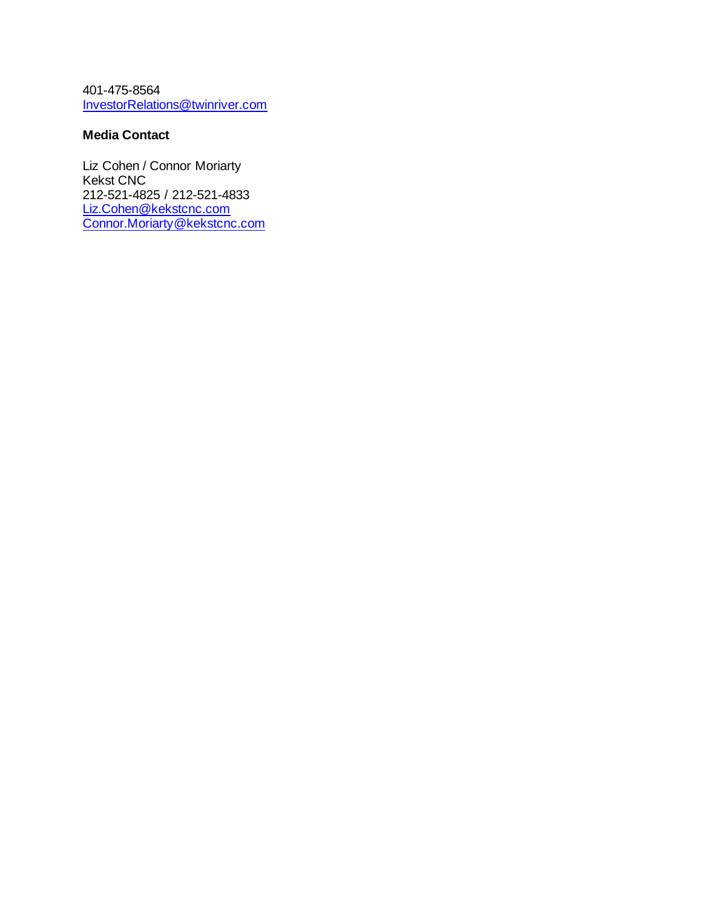401-475-8564
InvestorRelations@twinriver.com

**Media Contact**

Liz Cohen / Connor Moriarty
Kekst CNC
212-521-4825 / 212-521-4833
Liz.Cohen@kekstcnc.com
Connor.Moriarty@kekstcnc.com